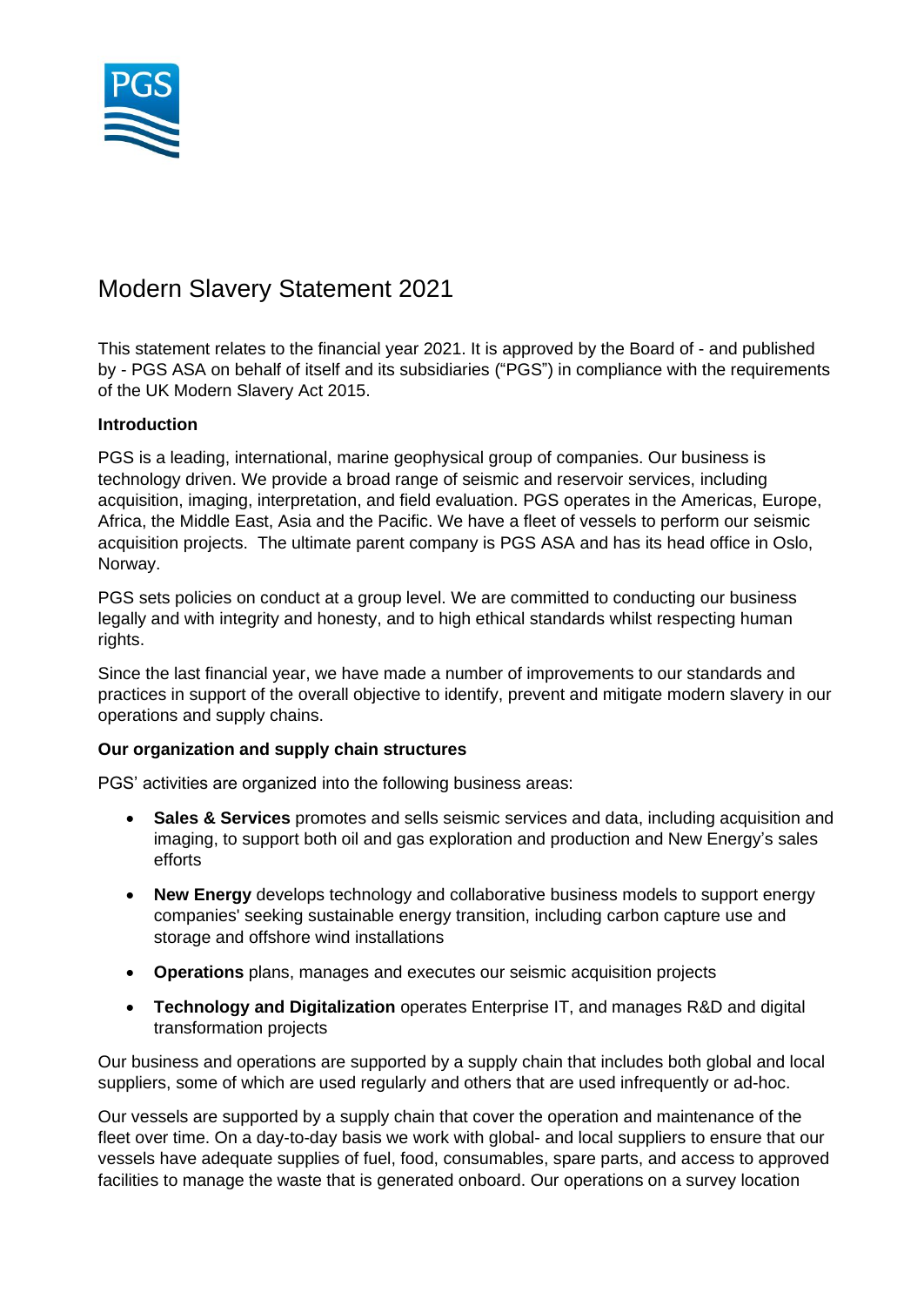# Modern Slavery Statement 2021

This statement relates to the financial year 2021. It is approved by the Board of - and published by - PGS ASA on behalf of itself and its subsidiaries ("PGS") in compliance with the requirements of the UK Modern Slavery Act 2015.

**Introduction**

PGS is a leading, international, marine geophysical group of companies. Our business is technology driven. We provide a broad range of seismic and reservoir services, including acquisition, imaging, interpretation, and field evaluation. PGS operates in the Americas, Europe, Africa, the Middle East, Asia and the Pacific. We have a fleet of vessels to perform our seismic acquisition projects. The ultimate parent company is PGS ASA and has its head office in Oslo, Norway.

PGS sets policies on conduct at a group level. We are committed to conducting our business legally and with integrity and honesty, and to high ethical standards whilst respecting human rights.

Since the last financial year, we have made a number of improvements to our standards and practices in support of the overall objective to identify, prevent and mitigate modern slavery in our operations and supply chains.

**Our organization and supply chain structures**

PGS' activities are organized into the following business areas:

- **Sales & Services** promotes and sells seismic services and data, including acquisition and imaging, to support both oil and gas exploration and production and New Energy's sales efforts
- **New Energy** develops technology and collaborative business models to support energy companies' seeking sustainable energy transition, including carbon capture use and storage and offshore wind installations
- **Operations** plans, manages and executes our seismic acquisition projects
- **Technology and Digitalization** operates Enterprise IT, and manages R&D and digital transformation projects

Our business and operations are supported by a supply chain that includes both global and local suppliers, some of which are used regularly and others that are used infrequently or ad-hoc.

Our vessels are supported by a supply chain that cover the operation and maintenance of the fleet over time. On a day-to-day basis we work with global- and local suppliers to ensure that our vessels have adequate supplies of fuel, food, consumables, spare parts, and access to approved facilities to manage the waste that is generated onboard. Our operations on a survey location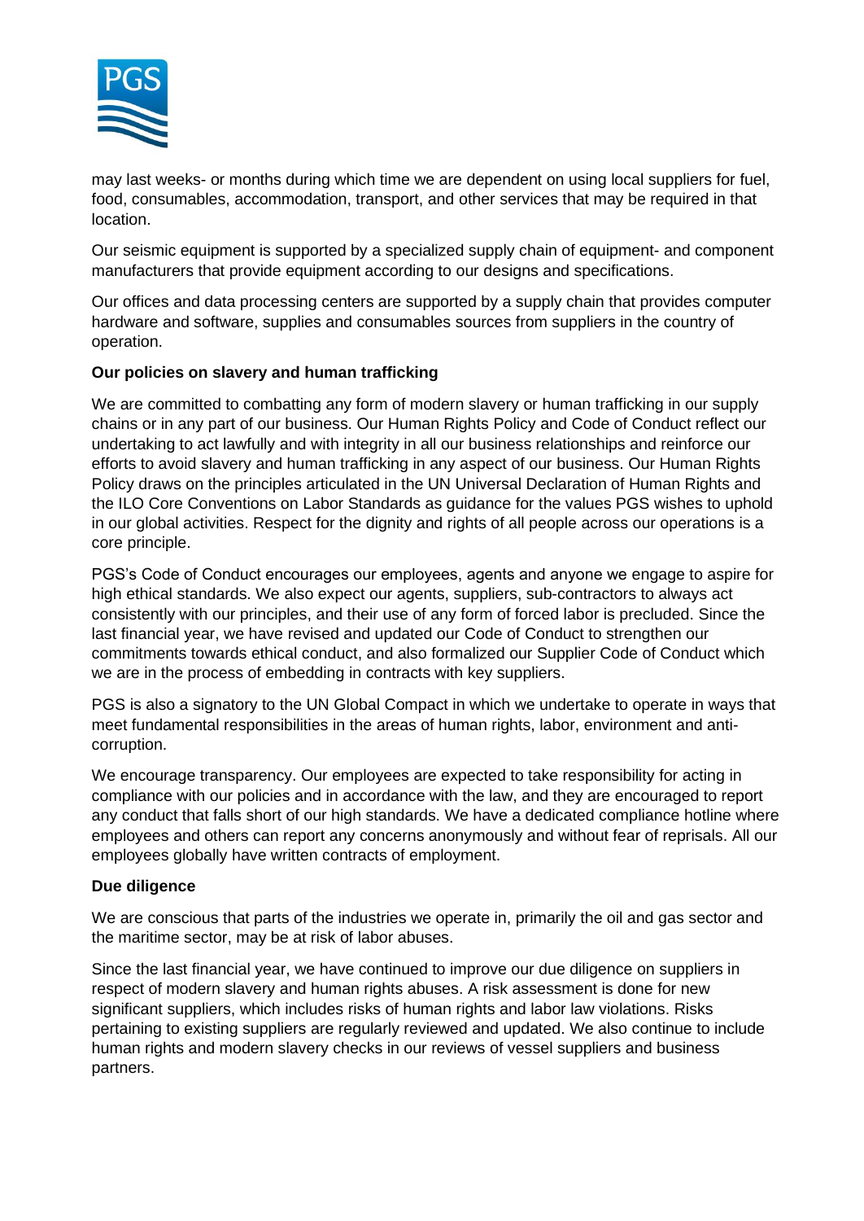may last weeks- or months during which time we are dependent on using local suppliers for fuel, food, consumables, accommodation, transport, and other services that may be required in that location.

Our seismic equipment is supported by a specialized supply chain of equipment- and component manufacturers that provide equipment according to our designs and specifications.

Our offices and data processing centers are supported by a supply chain that provides computer hardware and software, supplies and consumables sources from suppliers in the country of operation.

**Our policies on slavery and human trafficking**

We are committed to combatting any form of modern slavery or human trafficking in our supply chains or in any part of our business. Our Human Rights Policy and Code of Conduct reflect our undertaking to act lawfully and with integrity in all our business relationships and reinforce our efforts to avoid slavery and human trafficking in any aspect of our business. Our Human Rights Policy draws on the principles articulated in the UN Universal Declaration of Human Rights and the ILO Core Conventions on Labor Standards as guidance for the values PGS wishes to uphold in our global activities. Respect for the dignity and rights of all people across our operations is a core principle.

PGS's Code of Conduct encourages our employees, agents and anyone we engage to aspire for high ethical standards. We also expect our agents, suppliers, sub-contractors to always act consistently with our principles, and their use of any form of forced labor is precluded. Since the last financial year, we have revised and updated our Code of Conduct to strengthen our commitments towards ethical conduct, and also formalized our Supplier Code of Conduct which we are in the process of embedding in contracts with key suppliers.

PGS is also a signatory to the UN Global Compact in which we undertake to operate in ways that meet fundamental responsibilities in the areas of human rights, labor, environment and anti-corruption.

We encourage transparency. Our employees are expected to take responsibility for acting in compliance with our policies and in accordance with the law, and they are encouraged to report any conduct that falls short of our high standards. We have a dedicated compliance hotline where employees and others can report any concerns anonymously and without fear of reprisals. All our employees globally have written contracts of employment.

**Due diligence**

We are conscious that parts of the industries we operate in, primarily the oil and gas sector and the maritime sector, may be at risk of labor abuses.

Since the last financial year, we have continued to improve our due diligence on suppliers in respect of modern slavery and human rights abuses. A risk assessment is done for new significant suppliers, which includes risks of human rights and labor law violations. Risks pertaining to existing suppliers are regularly reviewed and updated. We also continue to include human rights and modern slavery checks in our reviews of vessel suppliers and business partners.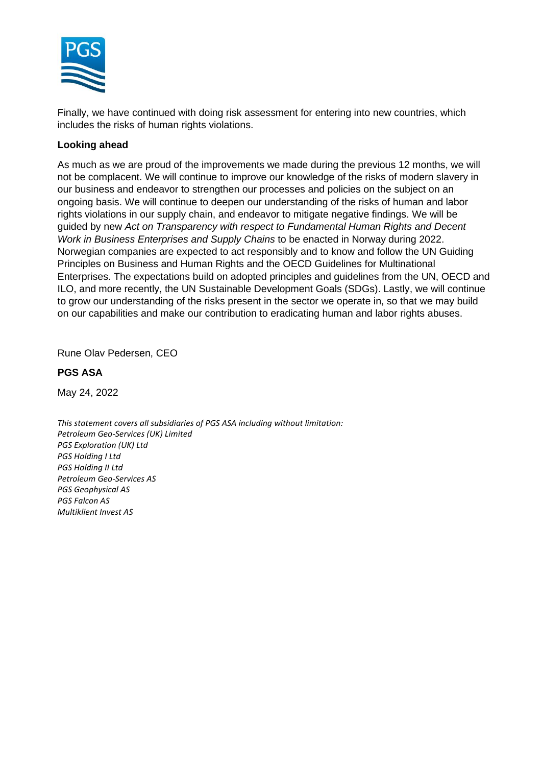Finally, we have continued with doing risk assessment for entering into new countries, which includes the risks of human rights violations.

**Looking ahead**

As much as we are proud of the improvements we made during the previous 12 months, we will not be complacent. We will continue to improve our knowledge of the risks of modern slavery in our business and endeavor to strengthen our processes and policies on the subject on an ongoing basis. We will continue to deepen our understanding of the risks of human and labor rights violations in our supply chain, and endeavor to mitigate negative findings. We will be guided by new *Act on Transparency with respect to Fundamental Human Rights and Decent Work in Business Enterprises and Supply Chains* to be enacted in Norway during 2022. Norwegian companies are expected to act responsibly and to know and follow the UN Guiding Principles on Business and Human Rights and the OECD Guidelines for Multinational Enterprises. The expectations build on adopted principles and guidelines from the UN, OECD and ILO, and more recently, the UN Sustainable Development Goals (SDGs). Lastly, we will continue to grow our understanding of the risks present in the sector we operate in, so that we may build on our capabilities and make our contribution to eradicating human and labor rights abuses.

Rune Olav Pedersen, CEO

**PGS ASA**

May 24, 2022

*This statement covers all subsidiaries of PGS ASA including without limitation:*
*Petroleum Geo-Services (UK) Limited*
*PGS Exploration (UK) Ltd*
*PGS Holding I Ltd*
*PGS Holding II Ltd*
*Petroleum Geo-Services AS*
*PGS Geophysical AS*
*PGS Falcon AS*
*Multiklient Invest AS*